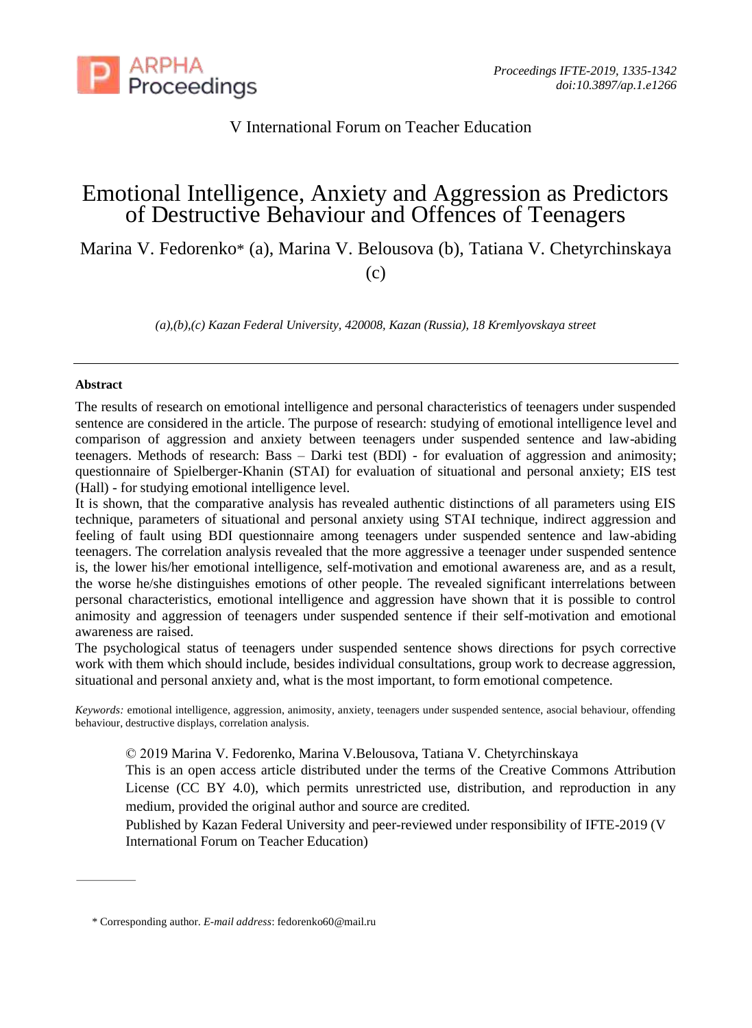V International Forum on Teacher Education

# Emotional Intelligence, Anxiety and Aggression as Predictors of Destructive Behaviour and Offences of Teenagers

Marina V. Fedorenko* (a), Marina V. Belousova (b), Tatiana V. Chetyrchinskaya (c)

*(a),(b),(c) Kazan Federal University, 420008, Kazan (Russia), 18 Kremlyovskaya street*

---

**Abstract**

The results of research on emotional intelligence and personal characteristics of teenagers under suspended sentence are considered in the article. The purpose of research: studying of emotional intelligence level and comparison of aggression and anxiety between teenagers under suspended sentence and law-abiding teenagers. Methods of research: Bass – Darki test (BDI) - for evaluation of aggression and animosity; questionnaire of Spielberger-Khanin (STAI) for evaluation of situational and personal anxiety; EIS test (Hall) - for studying emotional intelligence level.

It is shown, that the comparative analysis has revealed authentic distinctions of all parameters using EIS technique, parameters of situational and personal anxiety using STAI technique, indirect aggression and feeling of fault using BDI questionnaire among teenagers under suspended sentence and law-abiding teenagers. The correlation analysis revealed that the more aggressive a teenager under suspended sentence is, the lower his/her emotional intelligence, self-motivation and emotional awareness are, and as a result, the worse he/she distinguishes emotions of other people. The revealed significant interrelations between personal characteristics, emotional intelligence and aggression have shown that it is possible to control animosity and aggression of teenagers under suspended sentence if their self-motivation and emotional awareness are raised.

The psychological status of teenagers under suspended sentence shows directions for psych corrective work with them which should include, besides individual consultations, group work to decrease aggression, situational and personal anxiety and, what is the most important, to form emotional competence.

*Keywords:* emotional intelligence, aggression, animosity, anxiety, teenagers under suspended sentence, asocial behaviour, offending behaviour, destructive displays, correlation analysis.

© 2019 Marina V. Fedorenko, Marina V.Belousova, Tatiana V. Chetyrchinskaya
This is an open access article distributed under the terms of the Creative Commons Attribution License (CC BY 4.0), which permits unrestricted use, distribution, and reproduction in any medium, provided the original author and source are credited.
Published by Kazan Federal University and peer-reviewed under responsibility of IFTE-2019 (V International Forum on Teacher Education)

---

\* Corresponding author. *E-mail address*: fedorenko60@mail.ru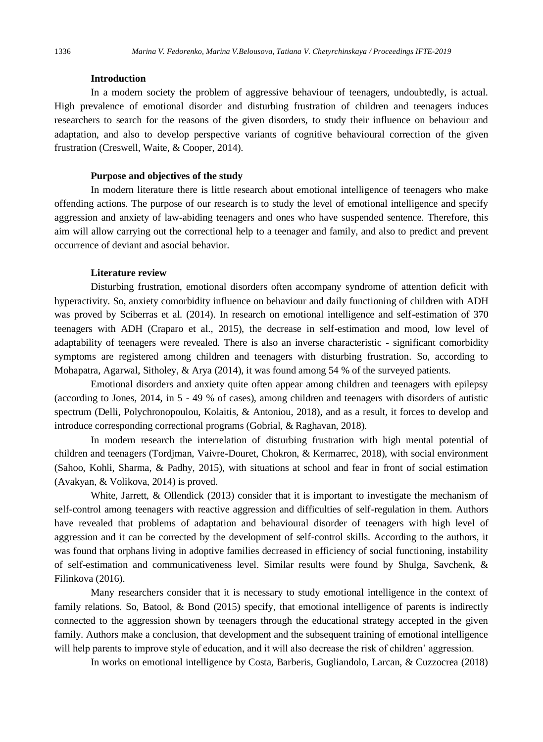### Introduction

In a modern society the problem of aggressive behaviour of teenagers, undoubtedly, is actual. High prevalence of emotional disorder and disturbing frustration of children and teenagers induces researchers to search for the reasons of the given disorders, to study their influence on behaviour and adaptation, and also to develop perspective variants of cognitive behavioural correction of the given frustration (Creswell, Waite, & Cooper, 2014).

### Purpose and objectives of the study

In modern literature there is little research about emotional intelligence of teenagers who make offending actions. The purpose of our research is to study the level of emotional intelligence and specify aggression and anxiety of law-abiding teenagers and ones who have suspended sentence. Therefore, this aim will allow carrying out the correctional help to a teenager and family, and also to predict and prevent occurrence of deviant and asocial behavior.

### Literature review

Disturbing frustration, emotional disorders often accompany syndrome of attention deficit with hyperactivity. So, anxiety comorbidity influence on behaviour and daily functioning of children with ADH was proved by Sciberras et al. (2014). In research on emotional intelligence and self-estimation of 370 teenagers with ADH (Craparo et al., 2015), the decrease in self-estimation and mood, low level of adaptability of teenagers were revealed. There is also an inverse characteristic - significant comorbidity symptoms are registered among children and teenagers with disturbing frustration. So, according to Mohapatra, Agarwal, Sitholey, & Arya (2014), it was found among 54 % of the surveyed patients.

Emotional disorders and anxiety quite often appear among children and teenagers with epilepsy (according to Jones, 2014, in 5 - 49 % of cases), among children and teenagers with disorders of autistic spectrum (Delli, Polychronopoulou, Kolaitis, & Antoniou, 2018), and as a result, it forces to develop and introduce corresponding correctional programs (Gobrial, & Raghavan, 2018).

In modern research the interrelation of disturbing frustration with high mental potential of children and teenagers (Tordjman, Vaivre-Douret, Chokron, & Kermarrec, 2018), with social environment (Sahoo, Kohli, Sharma, & Padhy, 2015), with situations at school and fear in front of social estimation (Avakyan, & Volikova, 2014) is proved.

White, Jarrett, & Ollendick (2013) consider that it is important to investigate the mechanism of self-control among teenagers with reactive aggression and difficulties of self-regulation in them. Authors have revealed that problems of adaptation and behavioural disorder of teenagers with high level of aggression and it can be corrected by the development of self-control skills. According to the authors, it was found that orphans living in adoptive families decreased in efficiency of social functioning, instability of self-estimation and communicativeness level. Similar results were found by Shulga, Savchenk, & Filinkova (2016).

Many researchers consider that it is necessary to study emotional intelligence in the context of family relations. So, Batool, & Bond (2015) specify, that emotional intelligence of parents is indirectly connected to the aggression shown by teenagers through the educational strategy accepted in the given family. Authors make a conclusion, that development and the subsequent training of emotional intelligence will help parents to improve style of education, and it will also decrease the risk of children' aggression.

In works on emotional intelligence by Costa, Barberis, Gugliandolo, Larcan, & Cuzzocrea (2018)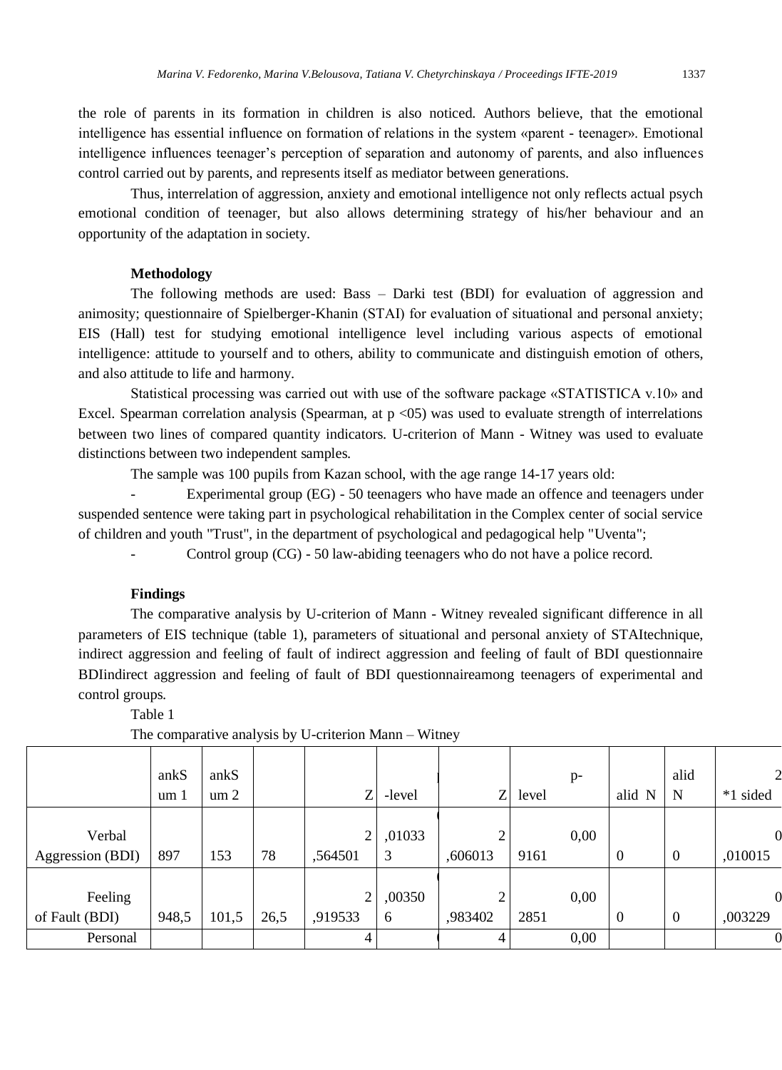the role of parents in its formation in children is also noticed. Authors believe, that the emotional intelligence has essential influence on formation of relations in the system «parent - teenager». Emotional intelligence influences teenager's perception of separation and autonomy of parents, and also influences control carried out by parents, and represents itself as mediator between generations.

Thus, interrelation of aggression, anxiety and emotional intelligence not only reflects actual psych emotional condition of teenager, but also allows determining strategy of his/her behaviour and an opportunity of the adaptation in society.

**Methodology**

The following methods are used: Bass – Darki test (BDI) for evaluation of aggression and animosity; questionnaire of Spielberger-Khanin (STAI) for evaluation of situational and personal anxiety; EIS (Hall) test for studying emotional intelligence level including various aspects of emotional intelligence: attitude to yourself and to others, ability to communicate and distinguish emotion of others, and also attitude to life and harmony.

Statistical processing was carried out with use of the software package «STATISTICA v.10» and Excel. Spearman correlation analysis (Spearman, at p <05) was used to evaluate strength of interrelations between two lines of compared quantity indicators. U-criterion of Mann - Witney was used to evaluate distinctions between two independent samples.

The sample was 100 pupils from Kazan school, with the age range 14-17 years old:

- Experimental group (EG) - 50 teenagers who have made an offence and teenagers under suspended sentence were taking part in psychological rehabilitation in the Complex center of social service of children and youth "Trust", in the department of psychological and pedagogical help "Uventa";
- Control group (CG) - 50 law-abiding teenagers who do not have a police record.

**Findings**

The comparative analysis by U-criterion of Mann - Witney revealed significant difference in all parameters of EIS technique (table 1), parameters of situational and personal anxiety of STAItechnique, indirect aggression and feeling of fault of indirect aggression and feeling of fault of BDI questionnaire BDIindirect aggression and feeling of fault of BDI questionnaireamong teenagers of experimental and control groups.

Table 1

The comparative analysis by U-criterion Mann – Witney

| | ankS um 1 | ankS um 2 | | Z | -level | Z | p- level | alid N | alid N | 2 *1 sided |
|---|---|---|---|---|---|---|---|---|---|---|
| Verbal Aggression (BDI) | 897 | 153 | 78 | 2 ,564501 | ,01033 3 | 2 ,606013 | 0,00 9161 | 0 | 0 | 0 ,010015 |
| Feeling of Fault (BDI) | 948,5 | 101,5 | 26,5 | 2 ,919533 | ,00350 6 | 2 ,983402 | 0,00 2851 | 0 | 0 | 0 ,003229 |
| Personal | | | | 4 | | 4 | 0,00 | | | 0 |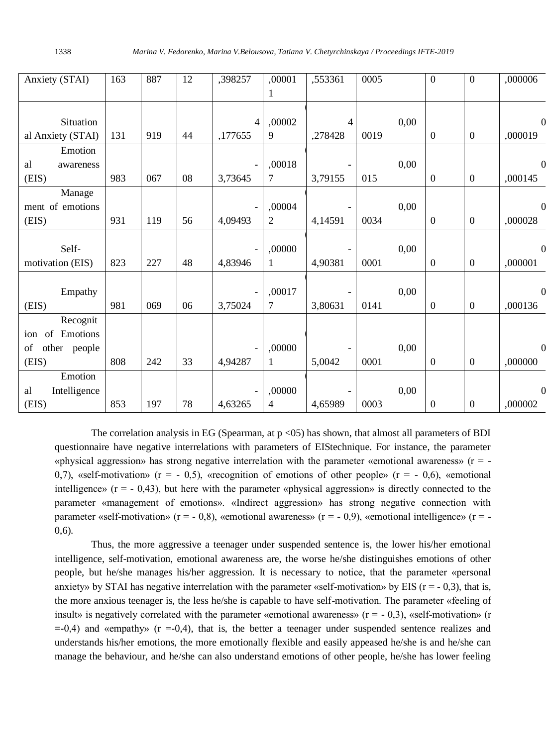| Anxiety (STAI) | 163 | 887 | 12 | ,398257 | ,000011 | ,553361 | 0005 | 0 | 0 | ,000006 |
|---|---|---|---|---|---|---|---|---|---|---|
| Situational Anxiety (STAI) | 131 | 919 | 44 | 4,177655 | ,000029 | 4,278428 | 0,000019 | 0 | 0 | 0,000019 |
| Emotional awareness (EIS) | 983 | 067 | 08 | -3,73645 | ,000187 | -3,79155 | 0,00015 | 0 | 0 | 0,000145 |
| Management of emotions (EIS) | 931 | 119 | 56 | -4,09493 | ,000042 | -4,14591 | 0,000034 | 0 | 0 | 0,000028 |
| Self-motivation (EIS) | 823 | 227 | 48 | -4,83946 | ,000001 | -4,90381 | 0,00001 | 0 | 0 | 0,000001 |
| Empathy (EIS) | 981 | 069 | 06 | -3,75024 | ,000177 | -3,80631 | 0,000141 | 0 | 0 | 0,000136 |
| Recognition of Emotions of other people (EIS) | 808 | 242 | 33 | -4,94287 | ,000001 | -5,0042 | 0,00001 | 0 | 0 | 0,000000 |
| Emotional Intelligence (EIS) | 853 | 197 | 78 | -4,63265 | ,000004 | -4,65989 | 0,00003 | 0 | 0 | 0,000002 |

The correlation analysis in EG (Spearman, at p <05) has shown, that almost all parameters of BDI questionnaire have negative interrelations with parameters of EIStechnique. For instance, the parameter «physical aggression» has strong negative interrelation with the parameter «emotional awareness» (r = - 0,7), «self-motivation» (r = - 0,5), «recognition of emotions of other people» (r = - 0,6), «emotional intelligence» (r = - 0,43), but here with the parameter «physical aggression» is directly connected to the parameter «management of emotions». «Indirect aggression» has strong negative connection with parameter «self-motivation» (r = - 0,8), «emotional awareness» (r = - 0,9), «emotional intelligence» (r = - 0,6).

Thus, the more aggressive a teenager under suspended sentence is, the lower his/her emotional intelligence, self-motivation, emotional awareness are, the worse he/she distinguishes emotions of other people, but he/she manages his/her aggression. It is necessary to notice, that the parameter «personal anxiety» by STAI has negative interrelation with the parameter «self-motivation» by EIS (r = - 0,3), that is, the more anxious teenager is, the less he/she is capable to have self-motivation. The parameter «feeling of insult» is negatively correlated with the parameter «emotional awareness» (r = - 0,3), «self-motivation» (r =-0,4) and «empathy» (r =-0,4), that is, the better a teenager under suspended sentence realizes and understands his/her emotions, the more emotionally flexible and easily appeased he/she is and he/she can manage the behaviour, and he/she can also understand emotions of other people, he/she has lower feeling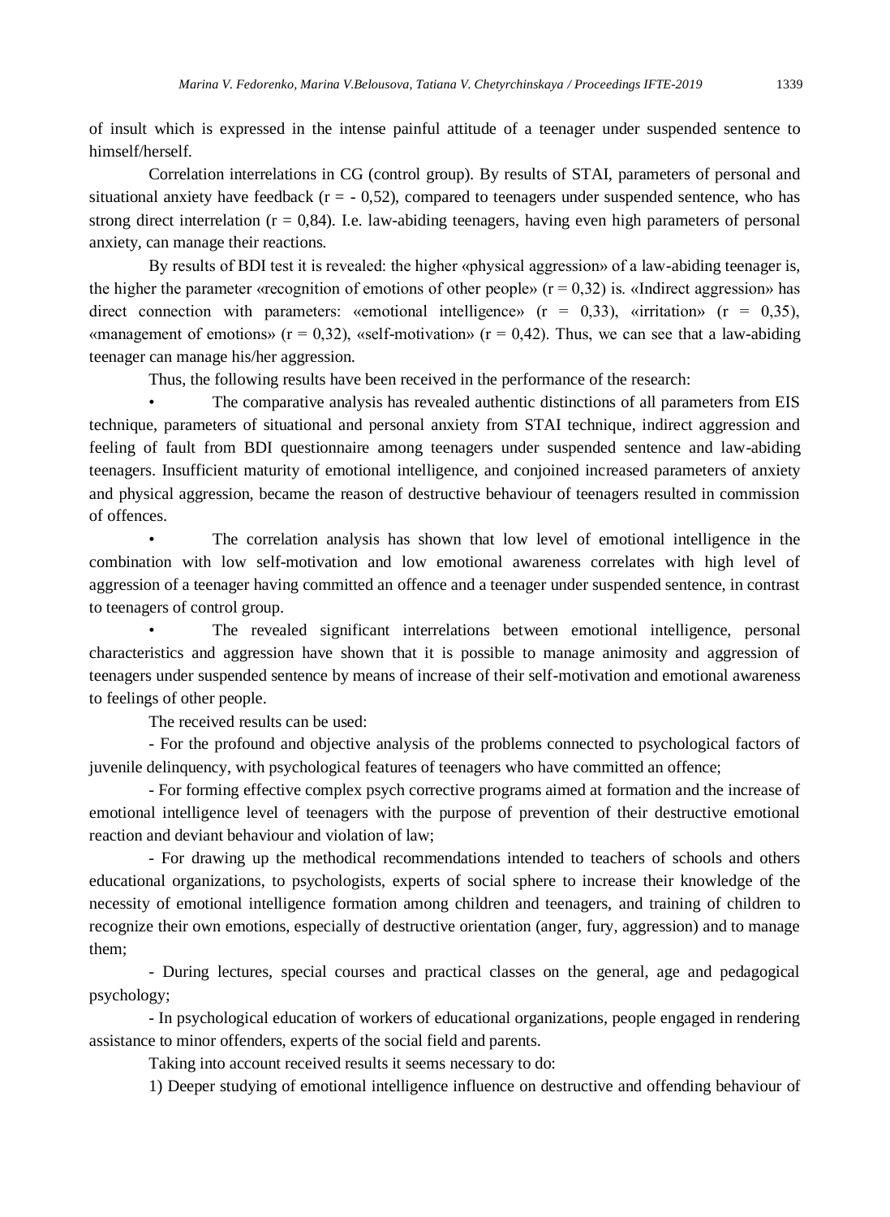of insult which is expressed in the intense painful attitude of a teenager under suspended sentence to himself/herself.

Correlation interrelations in CG (control group). By results of STAI, parameters of personal and situational anxiety have feedback ($r = -0,52$), compared to teenagers under suspended sentence, who has strong direct interrelation ($r = 0,84$). I.e. law-abiding teenagers, having even high parameters of personal anxiety, can manage their reactions.

By results of BDI test it is revealed: the higher «physical aggression» of a law-abiding teenager is, the higher the parameter «recognition of emotions of other people» ($r = 0,32$) is. «Indirect aggression» has direct connection with parameters: «emotional intelligence» ($r = 0,33$), «irritation» ($r = 0,35$), «management of emotions» ($r = 0,32$), «self-motivation» ($r = 0,42$). Thus, we can see that a law-abiding teenager can manage his/her aggression.

Thus, the following results have been received in the performance of the research:

- The comparative analysis has revealed authentic distinctions of all parameters from EIS technique, parameters of situational and personal anxiety from STAI technique, indirect aggression and feeling of fault from BDI questionnaire among teenagers under suspended sentence and law-abiding teenagers. Insufficient maturity of emotional intelligence, and conjoined increased parameters of anxiety and physical aggression, became the reason of destructive behaviour of teenagers resulted in commission of offences.
- The correlation analysis has shown that low level of emotional intelligence in the combination with low self-motivation and low emotional awareness correlates with high level of aggression of a teenager having committed an offence and a teenager under suspended sentence, in contrast to teenagers of control group.
- The revealed significant interrelations between emotional intelligence, personal characteristics and aggression have shown that it is possible to manage animosity and aggression of teenagers under suspended sentence by means of increase of their self-motivation and emotional awareness to feelings of other people.

The received results can be used:

- For the profound and objective analysis of the problems connected to psychological factors of juvenile delinquency, with psychological features of teenagers who have committed an offence;
- For forming effective complex psych corrective programs aimed at formation and the increase of emotional intelligence level of teenagers with the purpose of prevention of their destructive emotional reaction and deviant behaviour and violation of law;
- For drawing up the methodical recommendations intended to teachers of schools and others educational organizations, to psychologists, experts of social sphere to increase their knowledge of the necessity of emotional intelligence formation among children and teenagers, and training of children to recognize their own emotions, especially of destructive orientation (anger, fury, aggression) and to manage them;
- During lectures, special courses and practical classes on the general, age and pedagogical psychology;
- In psychological education of workers of educational organizations, people engaged in rendering assistance to minor offenders, experts of the social field and parents.

Taking into account received results it seems necessary to do:

1) Deeper studying of emotional intelligence influence on destructive and offending behaviour of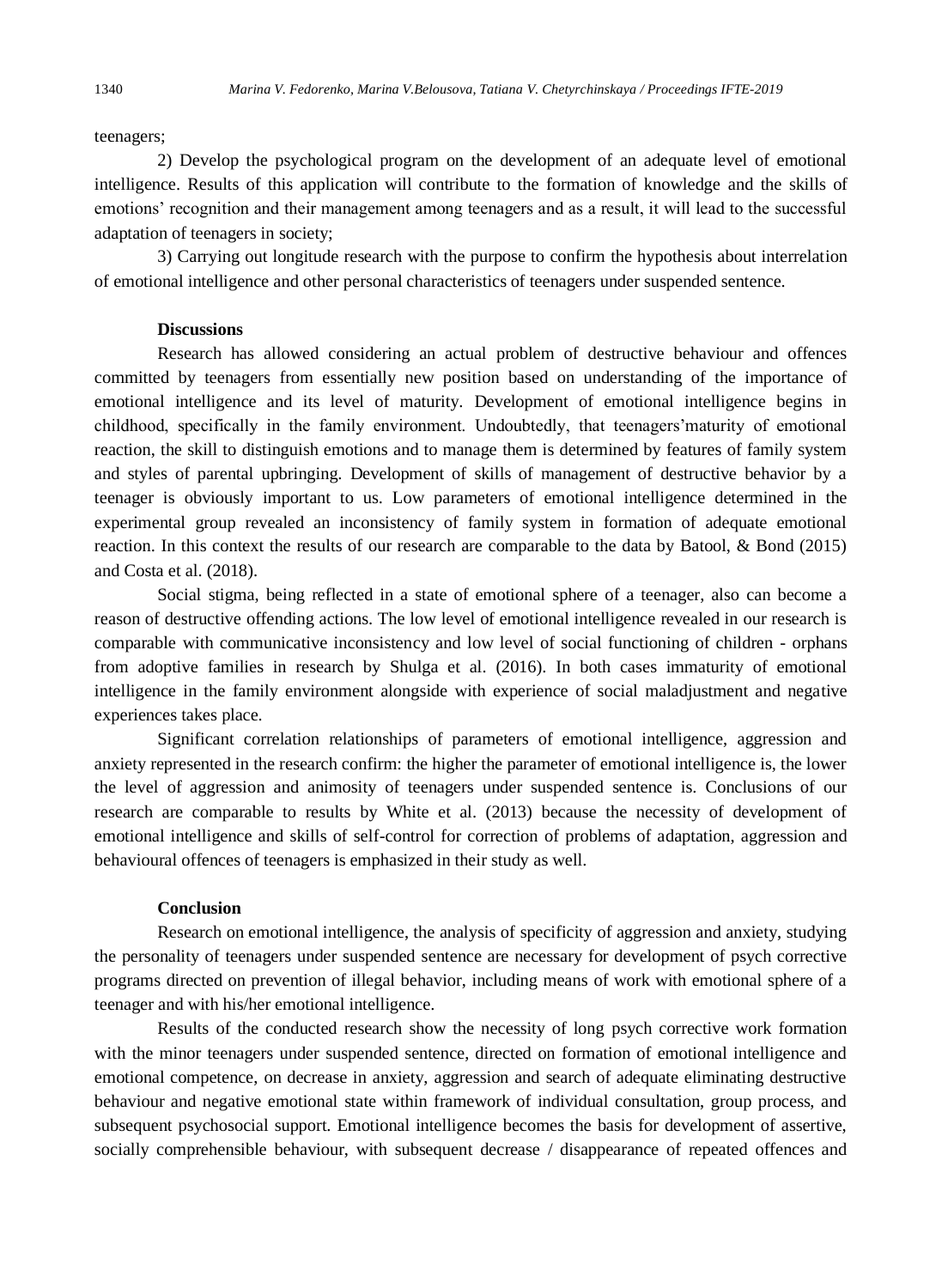teenagers;

2) Develop the psychological program on the development of an adequate level of emotional intelligence. Results of this application will contribute to the formation of knowledge and the skills of emotions' recognition and their management among teenagers and as a result, it will lead to the successful adaptation of teenagers in society;

3) Carrying out longitude research with the purpose to confirm the hypothesis about interrelation of emotional intelligence and other personal characteristics of teenagers under suspended sentence.

**Discussions**

Research has allowed considering an actual problem of destructive behaviour and offences committed by teenagers from essentially new position based on understanding of the importance of emotional intelligence and its level of maturity. Development of emotional intelligence begins in childhood, specifically in the family environment. Undoubtedly, that teenagers'maturity of emotional reaction, the skill to distinguish emotions and to manage them is determined by features of family system and styles of parental upbringing. Development of skills of management of destructive behavior by a teenager is obviously important to us. Low parameters of emotional intelligence determined in the experimental group revealed an inconsistency of family system in formation of adequate emotional reaction. In this context the results of our research are comparable to the data by Batool, & Bond (2015) and Costa et al. (2018).

Social stigma, being reflected in a state of emotional sphere of a teenager, also can become a reason of destructive offending actions. The low level of emotional intelligence revealed in our research is comparable with communicative inconsistency and low level of social functioning of children - orphans from adoptive families in research by Shulga et al. (2016). In both cases immaturity of emotional intelligence in the family environment alongside with experience of social maladjustment and negative experiences takes place.

Significant correlation relationships of parameters of emotional intelligence, aggression and anxiety represented in the research confirm: the higher the parameter of emotional intelligence is, the lower the level of aggression and animosity of teenagers under suspended sentence is. Conclusions of our research are comparable to results by White et al. (2013) because the necessity of development of emotional intelligence and skills of self-control for correction of problems of adaptation, aggression and behavioural offences of teenagers is emphasized in their study as well.

**Conclusion**

Research on emotional intelligence, the analysis of specificity of aggression and anxiety, studying the personality of teenagers under suspended sentence are necessary for development of psych corrective programs directed on prevention of illegal behavior, including means of work with emotional sphere of a teenager and with his/her emotional intelligence.

Results of the conducted research show the necessity of long psych corrective work formation with the minor teenagers under suspended sentence, directed on formation of emotional intelligence and emotional competence, on decrease in anxiety, aggression and search of adequate eliminating destructive behaviour and negative emotional state within framework of individual consultation, group process, and subsequent psychosocial support. Emotional intelligence becomes the basis for development of assertive, socially comprehensible behaviour, with subsequent decrease / disappearance of repeated offences and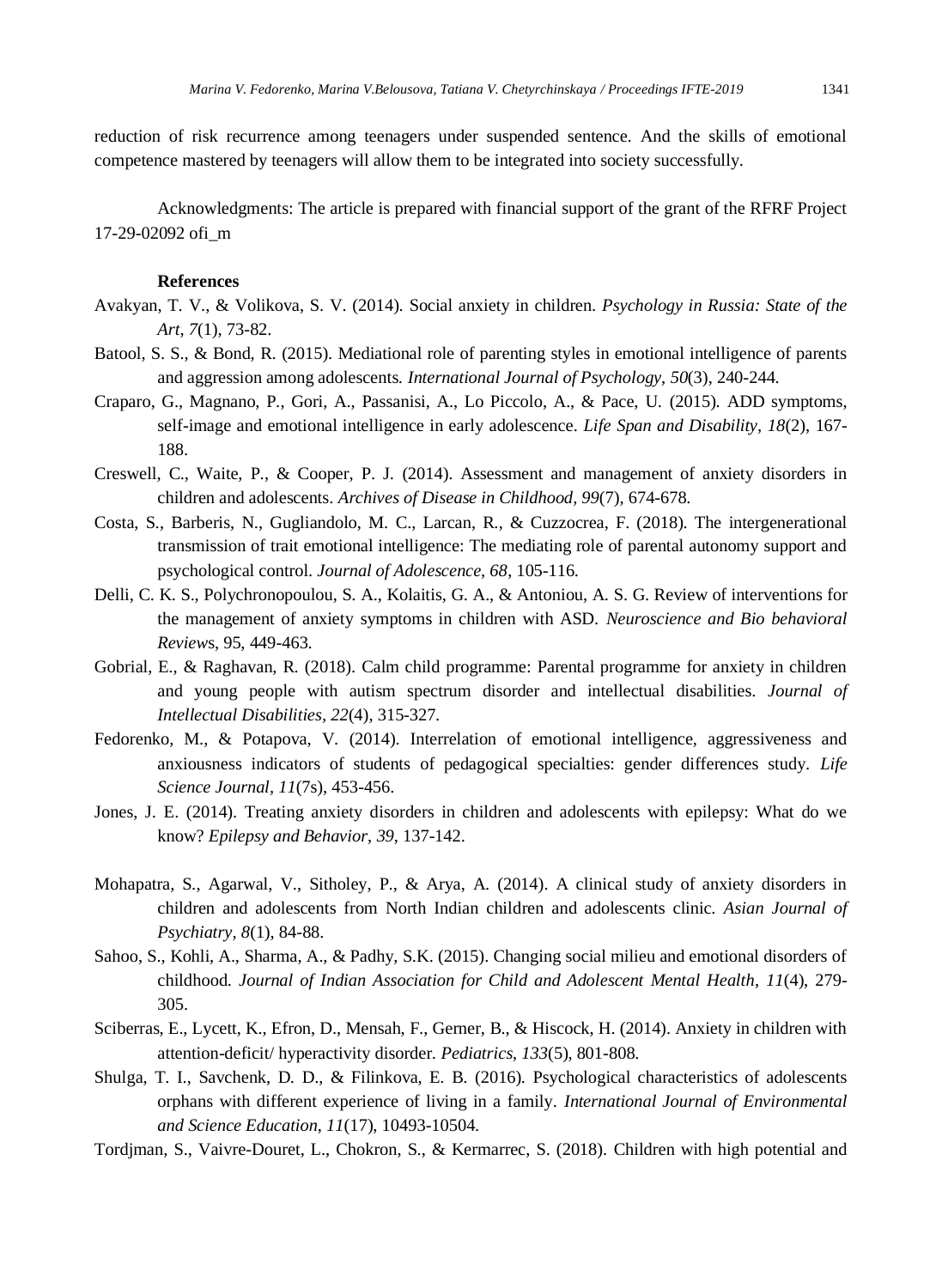reduction of risk recurrence among teenagers under suspended sentence. And the skills of emotional competence mastered by teenagers will allow them to be integrated into society successfully.

Acknowledgments: The article is prepared with financial support of the grant of the RFRF Project 17-29-02092 ofi_m

## References

Avakyan, T. V., & Volikova, S. V. (2014). Social anxiety in children. *Psychology in Russia: State of the Art*, *7*(1), 73-82.

Batool, S. S., & Bond, R. (2015). Mediational role of parenting styles in emotional intelligence of parents and aggression among adolescents. *International Journal of Psychology*, *50*(3), 240-244.

Craparo, G., Magnano, P., Gori, A., Passanisi, A., Lo Piccolo, A., & Pace, U. (2015). ADD symptoms, self-image and emotional intelligence in early adolescence. *Life Span and Disability*, *18*(2), 167-188.

Creswell, C., Waite, P., & Cooper, P. J. (2014). Assessment and management of anxiety disorders in children and adolescents. *Archives of Disease in Childhood*, *99*(7), 674-678.

Costa, S., Barberis, N., Gugliandolo, M. C., Larcan, R., & Cuzzocrea, F. (2018). The intergenerational transmission of trait emotional intelligence: The mediating role of parental autonomy support and psychological control. *Journal of Adolescence*, *68*, 105-116.

Delli, C. K. S., Polychronopoulou, S. A., Kolaitis, G. A., & Antoniou, A. S. G. Review of interventions for the management of anxiety symptoms in children with ASD. *Neuroscience and Bio behavioral Review*s, 95, 449-463.

Gobrial, E., & Raghavan, R. (2018). Calm child programme: Parental programme for anxiety in children and young people with autism spectrum disorder and intellectual disabilities. *Journal of Intellectual Disabilities*, *22*(4), 315-327.

Fedorenko, M., & Potapova, V. (2014). Interrelation of emotional intelligence, aggressiveness and anxiousness indicators of students of pedagogical specialties: gender differences study. *Life Science Journal*, *11*(7s), 453-456.

Jones, J. E. (2014). Treating anxiety disorders in children and adolescents with epilepsy: What do we know? *Epilepsy and Behavior*, *39*, 137-142.

Mohapatra, S., Agarwal, V., Sitholey, P., & Arya, A. (2014). A clinical study of anxiety disorders in children and adolescents from North Indian children and adolescents clinic. *Asian Journal of Psychiatry*, *8*(1), 84-88.

Sahoo, S., Kohli, A., Sharma, A., & Padhy, S.K. (2015). Changing social milieu and emotional disorders of childhood. *Journal of Indian Association for Child and Adolescent Mental Health*, *11*(4), 279-305.

Sciberras, E., Lycett, K., Efron, D., Mensah, F., Gerner, B., & Hiscock, H. (2014). Anxiety in children with attention-deficit/ hyperactivity disorder. *Pediatrics*, *133*(5), 801-808.

Shulga, T. I., Savchenk, D. D., & Filinkova, E. B. (2016). Psychological characteristics of adolescents orphans with different experience of living in a family. *International Journal of Environmental and Science Education*, *11*(17), 10493-10504.

Tordjman, S., Vaivre-Douret, L., Chokron, S., & Kermarrec, S. (2018). Children with high potential and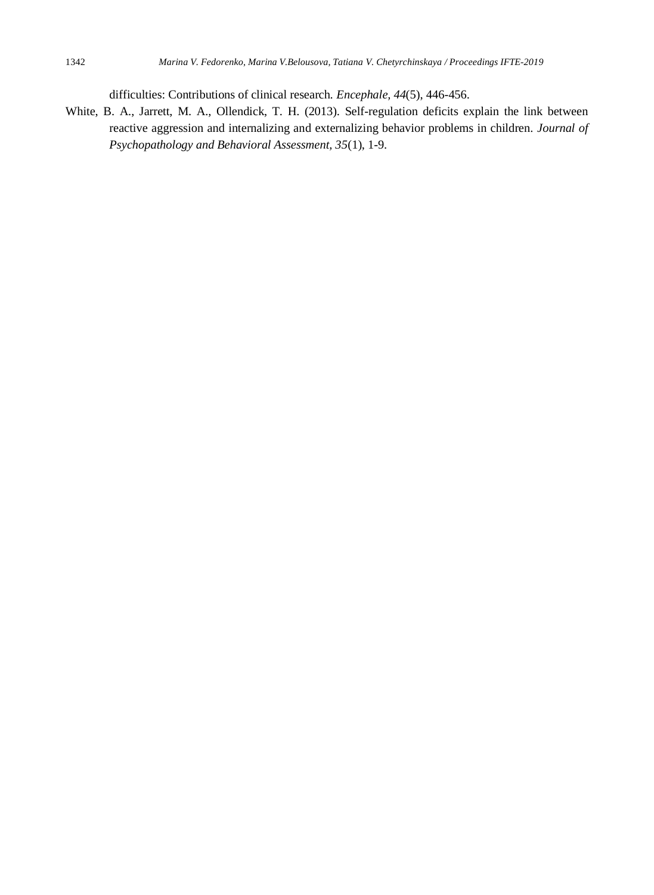difficulties: Contributions of clinical research. *Encephale, 44*(5), 446-456.

White, B. A., Jarrett, M. A., Ollendick, T. H. (2013). Self-regulation deficits explain the link between reactive aggression and internalizing and externalizing behavior problems in children. *Journal of Psychopathology and Behavioral Assessment, 35*(1), 1-9.